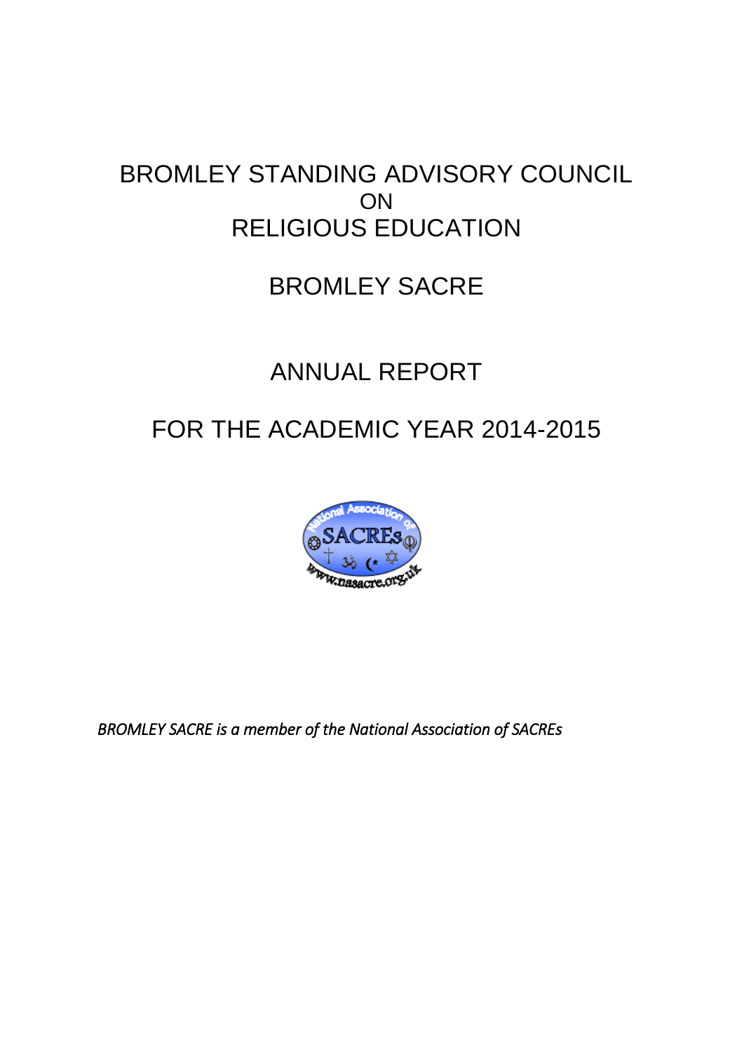# BROMLEY STANDING ADVISORY COUNCIL ON RELIGIOUS EDUCATION

# BROMLEY SACRE

# ANNUAL REPORT

# FOR THE ACADEMIC YEAR 2014-2015

*BROMLEY SACRE is a member of the National Association of SACREs*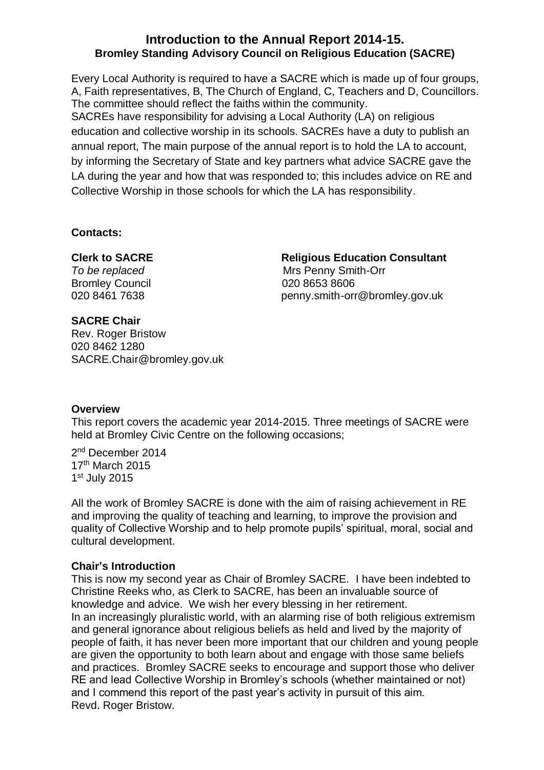# Introduction to the Annual Report 2014-15.

## Bromley Standing Advisory Council on Religious Education (SACRE)

Every Local Authority is required to have a SACRE which is made up of four groups, A, Faith representatives, B, The Church of England, C, Teachers and D, Councillors. The committee should reflect the faiths within the community.

SACREs have responsibility for advising a Local Authority (LA) on religious education and collective worship in its schools. SACREs have a duty to publish an annual report, The main purpose of the annual report is to hold the LA to account, by informing the Secretary of State and key partners what advice SACRE gave the LA during the year and how that was responded to; this includes advice on RE and Collective Worship in those schools for which the LA has responsibility.

**Contacts:**

**Clerk to SACRE**
*To be replaced*
Bromley Council
020 8461 7638

**Religious Education Consultant**
Mrs Penny Smith-Orr
020 8653 8606
penny.smith-orr@bromley.gov.uk

**SACRE Chair**
Rev. Roger Bristow
020 8462 1280
SACRE.Chair@bromley.gov.uk

**Overview**

This report covers the academic year 2014-2015. Three meetings of SACRE were held at Bromley Civic Centre on the following occasions;

2nd December 2014
17th March 2015
1st July 2015

All the work of Bromley SACRE is done with the aim of raising achievement in RE and improving the quality of teaching and learning, to improve the provision and quality of Collective Worship and to help promote pupils' spiritual, moral, social and cultural development.

**Chair's Introduction**

This is now my second year as Chair of Bromley SACRE. I have been indebted to Christine Reeks who, as Clerk to SACRE, has been an invaluable source of knowledge and advice. We wish her every blessing in her retirement.

In an increasingly pluralistic world, with an alarming rise of both religious extremism and general ignorance about religious beliefs as held and lived by the majority of people of faith, it has never been more important that our children and young people are given the opportunity to both learn about and engage with those same beliefs and practices. Bromley SACRE seeks to encourage and support those who deliver RE and lead Collective Worship in Bromley's schools (whether maintained or not) and I commend this report of the past year's activity in pursuit of this aim.

Revd. Roger Bristow.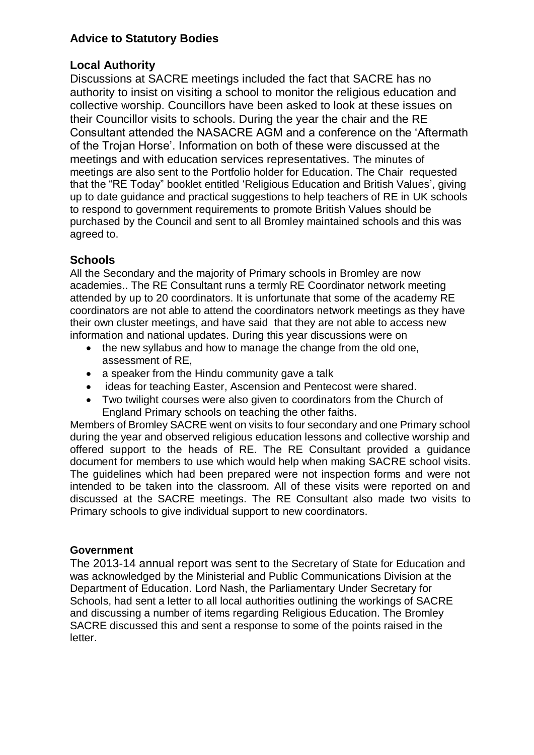## Advice to Statutory Bodies

### Local Authority

Discussions at SACRE meetings included the fact that SACRE has no authority to insist on visiting a school to monitor the religious education and collective worship. Councillors have been asked to look at these issues on their Councillor visits to schools. During the year the chair and the RE Consultant attended the NASACRE AGM and a conference on the 'Aftermath of the Trojan Horse'. Information on both of these were discussed at the meetings and with education services representatives. The minutes of meetings are also sent to the Portfolio holder for Education. The Chair requested that the "RE Today" booklet entitled 'Religious Education and British Values', giving up to date guidance and practical suggestions to help teachers of RE in UK schools to respond to government requirements to promote British Values should be purchased by the Council and sent to all Bromley maintained schools and this was agreed to.

### Schools

All the Secondary and the majority of Primary schools in Bromley are now academies.. The RE Consultant runs a termly RE Coordinator network meeting attended by up to 20 coordinators. It is unfortunate that some of the academy RE coordinators are not able to attend the coordinators network meetings as they have their own cluster meetings, and have said that they are not able to access new information and national updates. During this year discussions were on

- the new syllabus and how to manage the change from the old one, assessment of RE,
- a speaker from the Hindu community gave a talk
- ideas for teaching Easter, Ascension and Pentecost were shared.
- Two twilight courses were also given to coordinators from the Church of England Primary schools on teaching the other faiths.

Members of Bromley SACRE went on visits to four secondary and one Primary school during the year and observed religious education lessons and collective worship and offered support to the heads of RE. The RE Consultant provided a guidance document for members to use which would help when making SACRE school visits. The guidelines which had been prepared were not inspection forms and were not intended to be taken into the classroom. All of these visits were reported on and discussed at the SACRE meetings. The RE Consultant also made two visits to Primary schools to give individual support to new coordinators.

### Government

The 2013-14 annual report was sent to the Secretary of State for Education and was acknowledged by the Ministerial and Public Communications Division at the Department of Education. Lord Nash, the Parliamentary Under Secretary for Schools, had sent a letter to all local authorities outlining the workings of SACRE and discussing a number of items regarding Religious Education. The Bromley SACRE discussed this and sent a response to some of the points raised in the letter.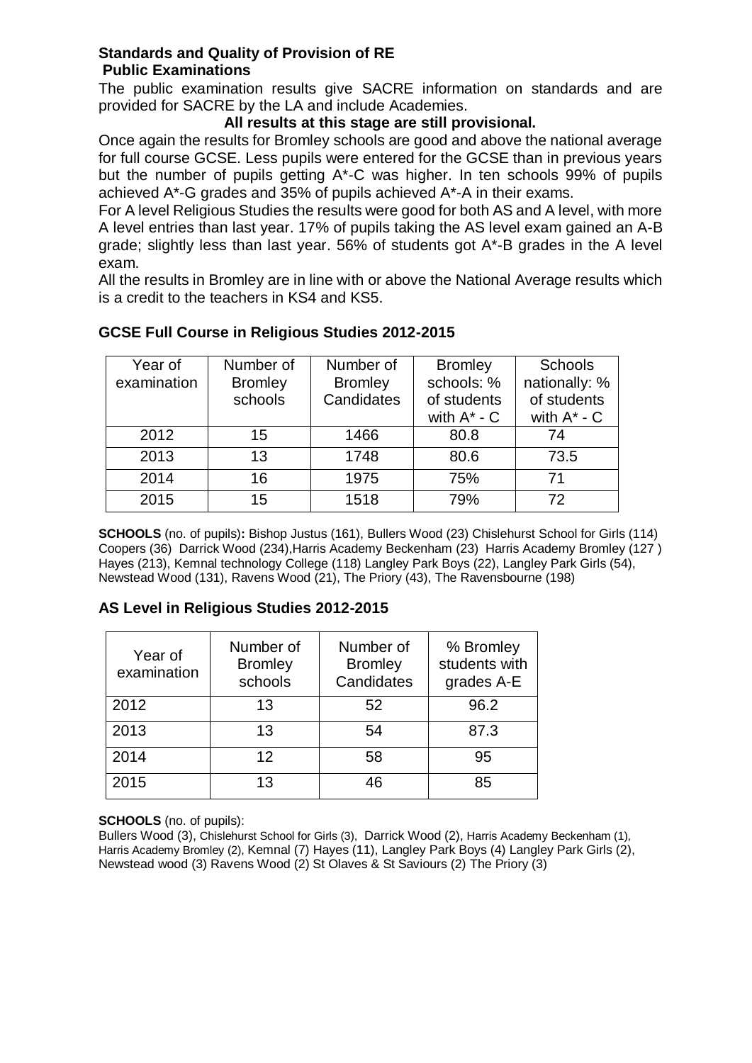**Standards and Quality of Provision of RE**
**Public Examinations**

The public examination results give SACRE information on standards and are provided for SACRE by the LA and include Academies.

**All results at this stage are still provisional.**

Once again the results for Bromley schools are good and above the national average for full course GCSE. Less pupils were entered for the GCSE than in previous years but the number of pupils getting A*-C was higher. In ten schools 99% of pupils achieved A*-G grades and 35% of pupils achieved A*-A in their exams.

For A level Religious Studies the results were good for both AS and A level, with more A level entries than last year. 17% of pupils taking the AS level exam gained an A-B grade; slightly less than last year. 56% of students got A*-B grades in the A level exam.

All the results in Bromley are in line with or above the National Average results which is a credit to the teachers in KS4 and KS5.

## GCSE Full Course in Religious Studies 2012-2015

| Year of examination | Number of Bromley schools | Number of Bromley Candidates | Bromley schools: % of students with A* - C | Schools nationally: % of students with A* - C |
|---|---|---|---|---|
| 2012 | 15 | 1466 | 80.8 | 74 |
| 2013 | 13 | 1748 | 80.6 | 73.5 |
| 2014 | 16 | 1975 | 75% | 71 |
| 2015 | 15 | 1518 | 79% | 72 |

**SCHOOLS** (no. of pupils)**:** Bishop Justus (161), Bullers Wood (23) Chislehurst School for Girls (114) Coopers (36) Darrick Wood (234),Harris Academy Beckenham (23) Harris Academy Bromley (127 ) Hayes (213), Kemnal technology College (118) Langley Park Boys (22), Langley Park Girls (54), Newstead Wood (131), Ravens Wood (21), The Priory (43), The Ravensbourne (198)

## AS Level in Religious Studies 2012-2015

| Year of examination | Number of Bromley schools | Number of Bromley Candidates | % Bromley students with grades A-E |
|---|---|---|---|
| 2012 | 13 | 52 | 96.2 |
| 2013 | 13 | 54 | 87.3 |
| 2014 | 12 | 58 | 95 |
| 2015 | 13 | 46 | 85 |

**SCHOOLS** (no. of pupils):
Bullers Wood (3), Chislehurst School for Girls (3), Darrick Wood (2), Harris Academy Beckenham (1), Harris Academy Bromley (2), Kemnal (7) Hayes (11), Langley Park Boys (4) Langley Park Girls (2), Newstead wood (3) Ravens Wood (2) St Olaves & St Saviours (2) The Priory (3)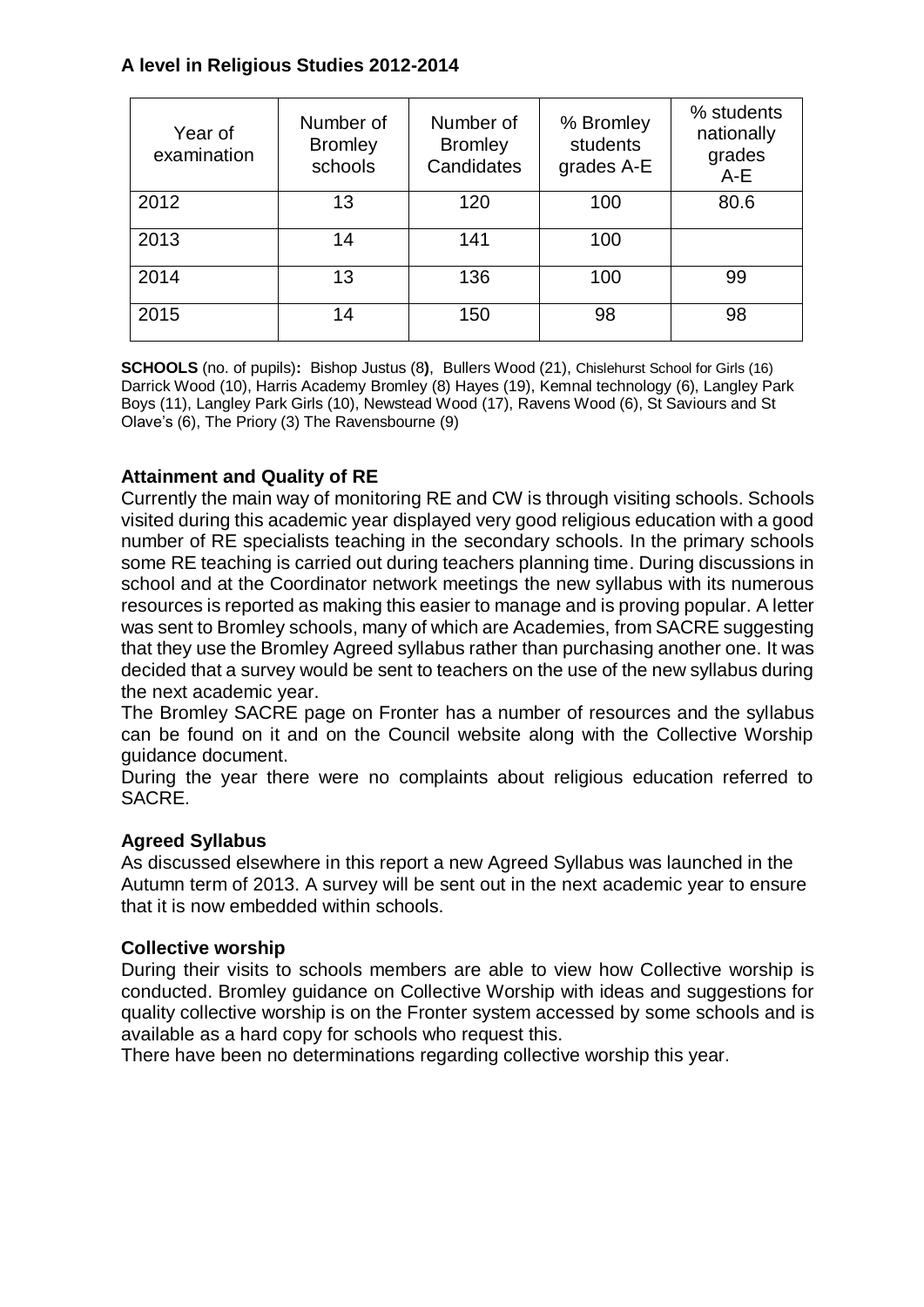### A level in Religious Studies 2012-2014

| Year of examination | Number of Bromley schools | Number of Bromley Candidates | % Bromley students grades A-E | % students nationally grades A-E |
|---|---|---|---|---|
| 2012 | 13 | 120 | 100 | 80.6 |
| 2013 | 14 | 141 | 100 | |
| 2014 | 13 | 136 | 100 | 99 |
| 2015 | 14 | 150 | 98 | 98 |

**SCHOOLS** (no. of pupils)**:** Bishop Justus (8**)**, Bullers Wood (21), Chislehurst School for Girls (16) Darrick Wood (10), Harris Academy Bromley (8) Hayes (19), Kemnal technology (6), Langley Park Boys (11), Langley Park Girls (10), Newstead Wood (17), Ravens Wood (6), St Saviours and St Olave's (6), The Priory (3) The Ravensbourne (9)

### Attainment and Quality of RE

Currently the main way of monitoring RE and CW is through visiting schools. Schools visited during this academic year displayed very good religious education with a good number of RE specialists teaching in the secondary schools. In the primary schools some RE teaching is carried out during teachers planning time. During discussions in school and at the Coordinator network meetings the new syllabus with its numerous resources is reported as making this easier to manage and is proving popular. A letter was sent to Bromley schools, many of which are Academies, from SACRE suggesting that they use the Bromley Agreed syllabus rather than purchasing another one. It was decided that a survey would be sent to teachers on the use of the new syllabus during the next academic year.

The Bromley SACRE page on Fronter has a number of resources and the syllabus can be found on it and on the Council website along with the Collective Worship guidance document.

During the year there were no complaints about religious education referred to SACRE.

### Agreed Syllabus

As discussed elsewhere in this report a new Agreed Syllabus was launched in the Autumn term of 2013. A survey will be sent out in the next academic year to ensure that it is now embedded within schools.

### Collective worship

During their visits to schools members are able to view how Collective worship is conducted. Bromley guidance on Collective Worship with ideas and suggestions for quality collective worship is on the Fronter system accessed by some schools and is available as a hard copy for schools who request this.

There have been no determinations regarding collective worship this year.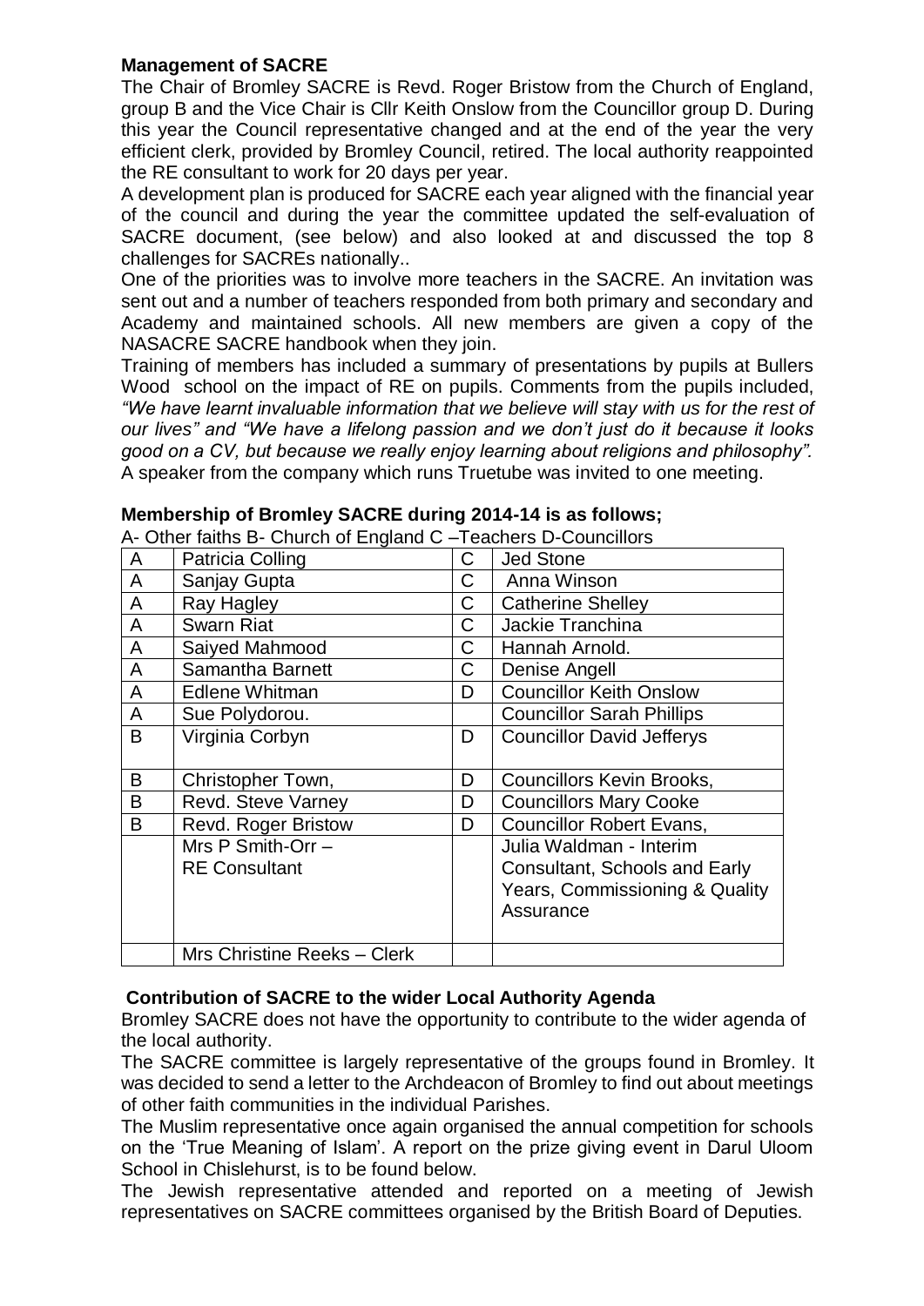**Management of SACRE**

The Chair of Bromley SACRE is Revd. Roger Bristow from the Church of England, group B and the Vice Chair is Cllr Keith Onslow from the Councillor group D. During this year the Council representative changed and at the end of the year the very efficient clerk, provided by Bromley Council, retired. The local authority reappointed the RE consultant to work for 20 days per year.

A development plan is produced for SACRE each year aligned with the financial year of the council and during the year the committee updated the self-evaluation of SACRE document, (see below) and also looked at and discussed the top 8 challenges for SACREs nationally..

One of the priorities was to involve more teachers in the SACRE. An invitation was sent out and a number of teachers responded from both primary and secondary and Academy and maintained schools. All new members are given a copy of the NASACRE SACRE handbook when they join.

Training of members has included a summary of presentations by pupils at Bullers Wood school on the impact of RE on pupils. Comments from the pupils included, *"We have learnt invaluable information that we believe will stay with us for the rest of our lives" and "We have a lifelong passion and we don't just do it because it looks good on a CV, but because we really enjoy learning about religions and philosophy".* A speaker from the company which runs Truetube was invited to one meeting.

**Membership of Bromley SACRE during 2014-14 is as follows;**

A- Other faiths B- Church of England C –Teachers D-Councillors

| | | | |
|---|---|---|---|
| A | Patricia Colling | C | Jed Stone |
| A | Sanjay Gupta | C | Anna Winson |
| A | Ray Hagley | C | Catherine Shelley |
| A | Swarn Riat | C | Jackie Tranchina |
| A | Saiyed Mahmood | C | Hannah Arnold. |
| A | Samantha Barnett | C | Denise Angell |
| A | Edlene Whitman | D | Councillor Keith Onslow |
| A | Sue Polydorou. | | Councillor Sarah Phillips |
| B | Virginia Corbyn | D | Councillor David Jefferys |
| B | Christopher Town, | D | Councillors Kevin Brooks, |
| B | Revd. Steve Varney | D | Councillors Mary Cooke |
| B | Revd. Roger Bristow | D | Councillor Robert Evans, |
| | Mrs P Smith-Orr – RE Consultant | | Julia Waldman - Interim Consultant, Schools and Early Years, Commissioning & Quality Assurance |
| | Mrs Christine Reeks – Clerk | | |

**Contribution of SACRE to the wider Local Authority Agenda**

Bromley SACRE does not have the opportunity to contribute to the wider agenda of the local authority.

The SACRE committee is largely representative of the groups found in Bromley. It was decided to send a letter to the Archdeacon of Bromley to find out about meetings of other faith communities in the individual Parishes.

The Muslim representative once again organised the annual competition for schools on the 'True Meaning of Islam'. A report on the prize giving event in Darul Uloom School in Chislehurst, is to be found below.

The Jewish representative attended and reported on a meeting of Jewish representatives on SACRE committees organised by the British Board of Deputies.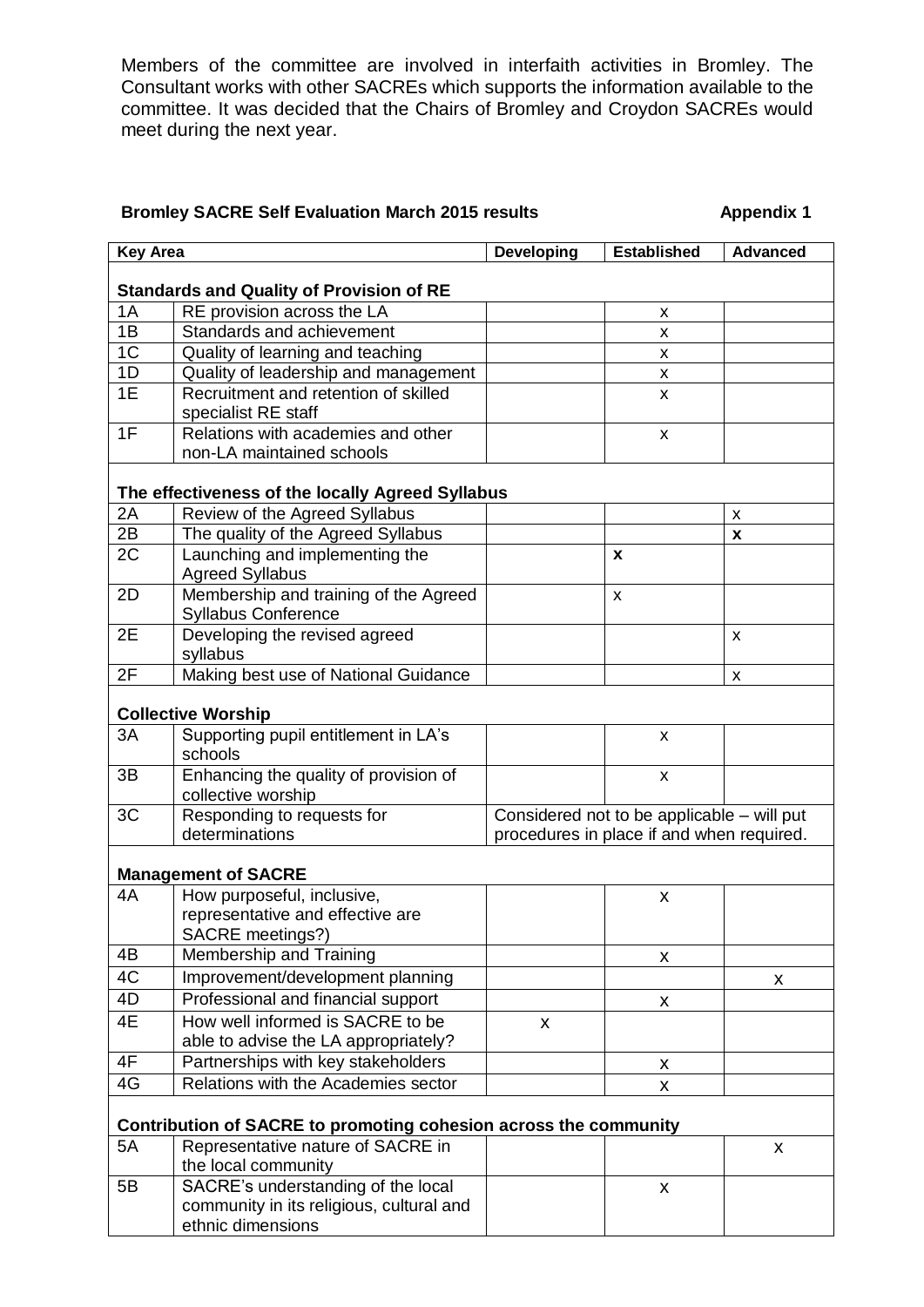Members of the committee are involved in interfaith activities in Bromley. The Consultant works with other SACREs which supports the information available to the committee. It was decided that the Chairs of Bromley and Croydon SACREs would meet during the next year.

**Bromley SACRE Self Evaluation March 2015 results** **Appendix 1**

| Key Area | | Developing | Established | Advanced |
|---|---|---|---|---|
| **Standards and Quality of Provision of RE** | | | | |
| 1A | RE provision across the LA | | x | |
| 1B | Standards and achievement | | x | |
| 1C | Quality of learning and teaching | | x | |
| 1D | Quality of leadership and management | | x | |
| 1E | Recruitment and retention of skilled specialist RE staff | | x | |
| 1F | Relations with academies and other non-LA maintained schools | | x | |
| **The effectiveness of the locally Agreed Syllabus** | | | | |
| 2A | Review of the Agreed Syllabus | | | x |
| 2B | The quality of the Agreed Syllabus | | | **x** |
| 2C | Launching and implementing the Agreed Syllabus | | **x** | |
| 2D | Membership and training of the Agreed Syllabus Conference | | x | |
| 2E | Developing the revised agreed syllabus | | | x |
| 2F | Making best use of National Guidance | | | x |
| **Collective Worship** | | | | |
| 3A | Supporting pupil entitlement in LA's schools | | x | |
| 3B | Enhancing the quality of provision of collective worship | | x | |
| 3C | Responding to requests for determinations | Considered not to be applicable – will put procedures in place if and when required. | | |
| **Management of SACRE** | | | | |
| 4A | How purposeful, inclusive, representative and effective are SACRE meetings?) | | x | |
| 4B | Membership and Training | | x | |
| 4C | Improvement/development planning | | | x |
| 4D | Professional and financial support | | x | |
| 4E | How well informed is SACRE to be able to advise the LA appropriately? | x | | |
| 4F | Partnerships with key stakeholders | | x | |
| 4G | Relations with the Academies sector | | x | |
| **Contribution of SACRE to promoting cohesion across the community** | | | | |
| 5A | Representative nature of SACRE in the local community | | | x |
| 5B | SACRE's understanding of the local community in its religious, cultural and ethnic dimensions | | x | |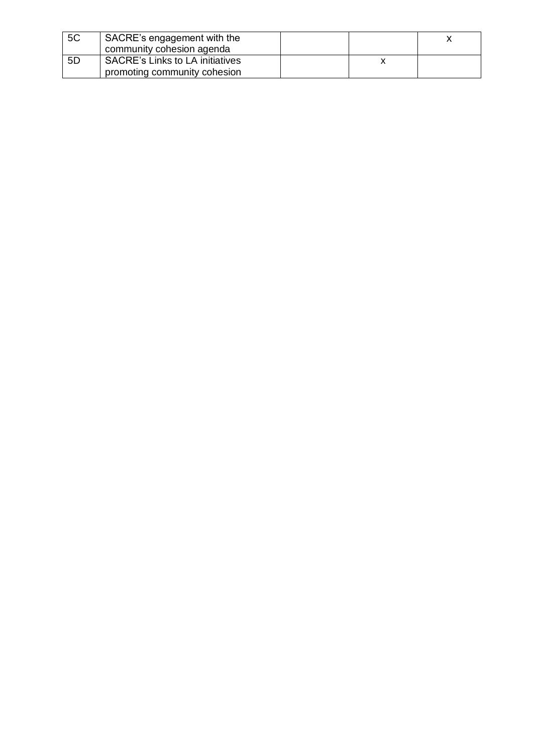| | | | | |
|---|---|---|---|---|
| 5C | SACRE's engagement with the community cohesion agenda | | | x |
| 5D | SACRE's Links to LA initiatives promoting community cohesion | | x | |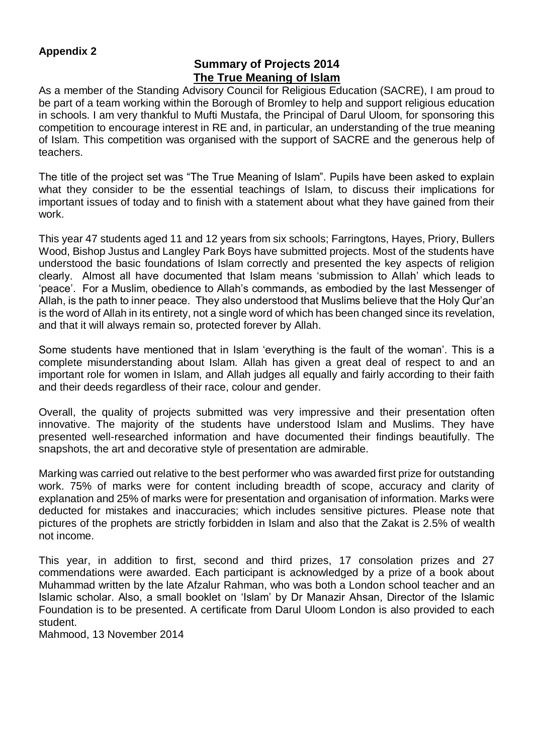**Appendix 2**

## Summary of Projects 2014

## The True Meaning of Islam

As a member of the Standing Advisory Council for Religious Education (SACRE), I am proud to be part of a team working within the Borough of Bromley to help and support religious education in schools. I am very thankful to Mufti Mustafa, the Principal of Darul Uloom, for sponsoring this competition to encourage interest in RE and, in particular, an understanding of the true meaning of Islam. This competition was organised with the support of SACRE and the generous help of teachers.

The title of the project set was "The True Meaning of Islam". Pupils have been asked to explain what they consider to be the essential teachings of Islam, to discuss their implications for important issues of today and to finish with a statement about what they have gained from their work.

This year 47 students aged 11 and 12 years from six schools; Farringtons, Hayes, Priory, Bullers Wood, Bishop Justus and Langley Park Boys have submitted projects. Most of the students have understood the basic foundations of Islam correctly and presented the key aspects of religion clearly. Almost all have documented that Islam means 'submission to Allah' which leads to 'peace'. For a Muslim, obedience to Allah's commands, as embodied by the last Messenger of Allah, is the path to inner peace. They also understood that Muslims believe that the Holy Qur'an is the word of Allah in its entirety, not a single word of which has been changed since its revelation, and that it will always remain so, protected forever by Allah.

Some students have mentioned that in Islam 'everything is the fault of the woman'. This is a complete misunderstanding about Islam. Allah has given a great deal of respect to and an important role for women in Islam, and Allah judges all equally and fairly according to their faith and their deeds regardless of their race, colour and gender.

Overall, the quality of projects submitted was very impressive and their presentation often innovative. The majority of the students have understood Islam and Muslims. They have presented well-researched information and have documented their findings beautifully. The snapshots, the art and decorative style of presentation are admirable.

Marking was carried out relative to the best performer who was awarded first prize for outstanding work. 75% of marks were for content including breadth of scope, accuracy and clarity of explanation and 25% of marks were for presentation and organisation of information. Marks were deducted for mistakes and inaccuracies; which includes sensitive pictures. Please note that pictures of the prophets are strictly forbidden in Islam and also that the Zakat is 2.5% of wealth not income.

This year, in addition to first, second and third prizes, 17 consolation prizes and 27 commendations were awarded. Each participant is acknowledged by a prize of a book about Muhammad written by the late Afzalur Rahman, who was both a London school teacher and an Islamic scholar. Also, a small booklet on 'Islam' by Dr Manazir Ahsan, Director of the Islamic Foundation is to be presented. A certificate from Darul Uloom London is also provided to each student.

Mahmood, 13 November 2014